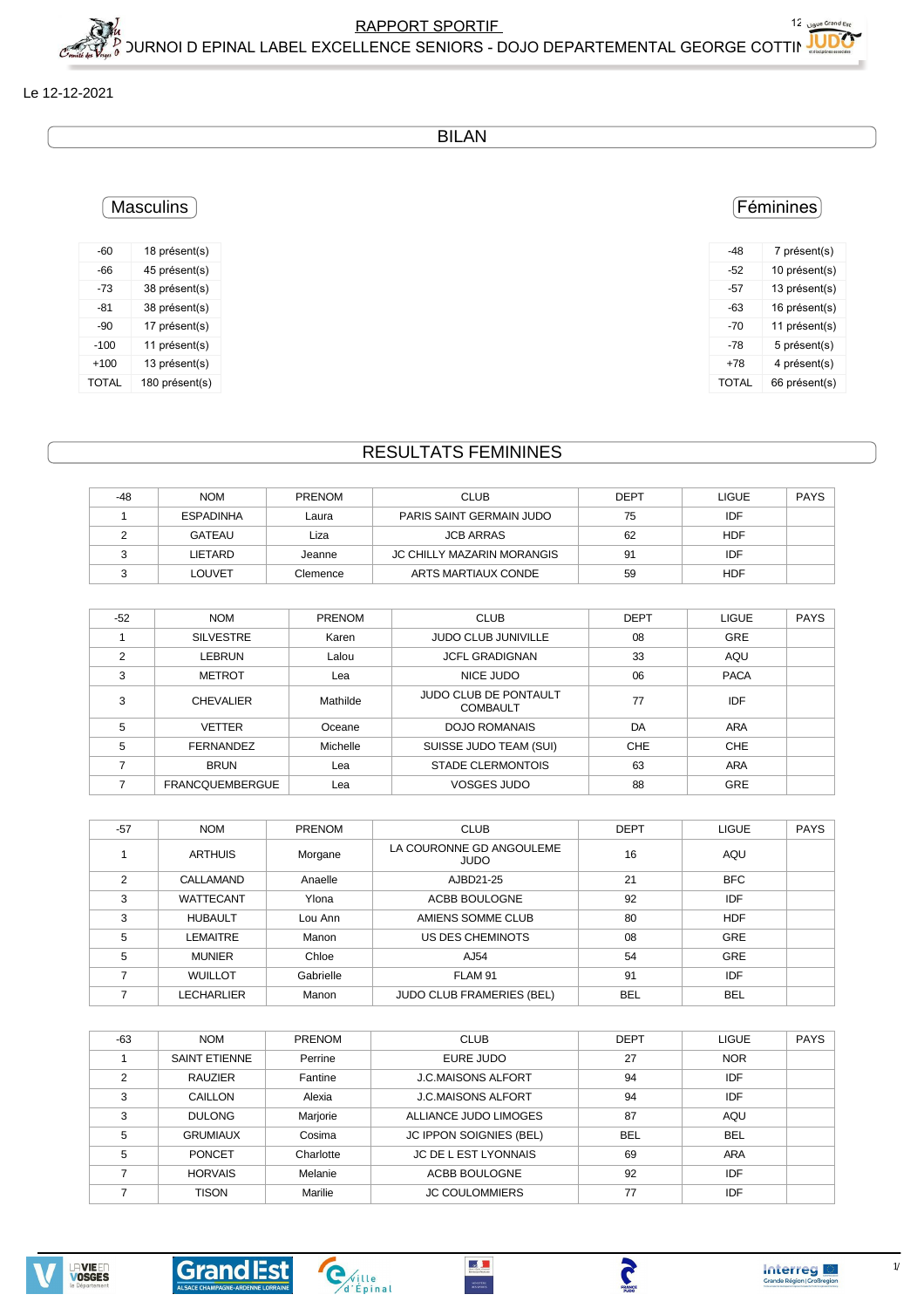# RAPPORT SPORTIF

## TOURNOI D EPINAL LABEL EXCELLENCE SENIORS - DOJO DEPARTEMENTAL GEORGE COTTIN

Le 12-12-2021

## BILAN

### Masculins

| | |
|---|---|
| -60 | 18 présent(s) |
| -66 | 45 présent(s) |
| -73 | 38 présent(s) |
| -81 | 38 présent(s) |
| -90 | 17 présent(s) |
| -100 | 11 présent(s) |
| +100 | 13 présent(s) |
| TOTAL | 180 présent(s) |

### Féminines

| | |
|---|---|
| -48 | 7 présent(s) |
| -52 | 10 présent(s) |
| -57 | 13 présent(s) |
| -63 | 16 présent(s) |
| -70 | 11 présent(s) |
| -78 | 5 présent(s) |
| +78 | 4 présent(s) |
| TOTAL | 66 présent(s) |

## RESULTATS FEMININES

| -48 | NOM | PRENOM | CLUB | DEPT | LIGUE | PAYS |
|---|---|---|---|---|---|---|
| 1 | ESPADINHA | Laura | PARIS SAINT GERMAIN JUDO | 75 | IDF | |
| 2 | GATEAU | Liza | JCB ARRAS | 62 | HDF | |
| 3 | LIETARD | Jeanne | JC CHILLY MAZARIN MORANGIS | 91 | IDF | |
| 3 | LOUVET | Clemence | ARTS MARTIAUX CONDE | 59 | HDF | |

| -52 | NOM | PRENOM | CLUB | DEPT | LIGUE | PAYS |
|---|---|---|---|---|---|---|
| 1 | SILVESTRE | Karen | JUDO CLUB JUNIVILLE | 08 | GRE | |
| 2 | LEBRUN | Lalou | JCFL GRADIGNAN | 33 | AQU | |
| 3 | METROT | Lea | NICE JUDO | 06 | PACA | |
| 3 | CHEVALIER | Mathilde | JUDO CLUB DE PONTAULT COMBAULT | 77 | IDF | |
| 5 | VETTER | Oceane | DOJO ROMANAIS | DA | ARA | |
| 5 | FERNANDEZ | Michelle | SUISSE JUDO TEAM (SUI) | CHE | CHE | |
| 7 | BRUN | Lea | STADE CLERMONTOIS | 63 | ARA | |
| 7 | FRANCQUEMBERGUE | Lea | VOSGES JUDO | 88 | GRE | |

| -57 | NOM | PRENOM | CLUB | DEPT | LIGUE | PAYS |
|---|---|---|---|---|---|---|
| 1 | ARTHUIS | Morgane | LA COURONNE GD ANGOULEME JUDO | 16 | AQU | |
| 2 | CALLAMAND | Anaelle | AJBD21-25 | 21 | BFC | |
| 3 | WATTECANT | Ylona | ACBB BOULOGNE | 92 | IDF | |
| 3 | HUBAULT | Lou Ann | AMIENS SOMME CLUB | 80 | HDF | |
| 5 | LEMAITRE | Manon | US DES CHEMINOTS | 08 | GRE | |
| 5 | MUNIER | Chloe | AJ54 | 54 | GRE | |
| 7 | WUILLOT | Gabrielle | FLAM 91 | 91 | IDF | |
| 7 | LECHARLIER | Manon | JUDO CLUB FRAMERIES (BEL) | BEL | BEL | |

| -63 | NOM | PRENOM | CLUB | DEPT | LIGUE | PAYS |
|---|---|---|---|---|---|---|
| 1 | SAINT ETIENNE | Perrine | EURE JUDO | 27 | NOR | |
| 2 | RAUZIER | Fantine | J.C.MAISONS ALFORT | 94 | IDF | |
| 3 | CAILLON | Alexia | J.C.MAISONS ALFORT | 94 | IDF | |
| 3 | DULONG | Marjorie | ALLIANCE JUDO LIMOGES | 87 | AQU | |
| 5 | GRUMIAUX | Cosima | JC IPPON SOIGNIES (BEL) | BEL | BEL | |
| 5 | PONCET | Charlotte | JC DE L EST LYONNAIS | 69 | ARA | |
| 7 | HORVAIS | Melanie | ACBB BOULOGNE | 92 | IDF | |
| 7 | TISON | Marilie | JC COULOMMIERS | 77 | IDF | |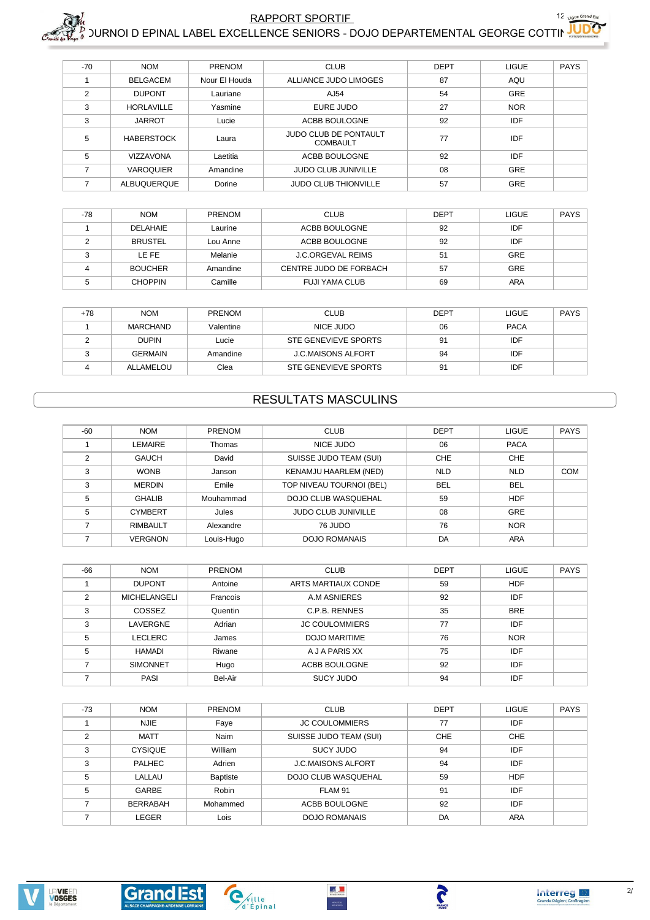| -70 | NOM | PRENOM | CLUB | DEPT | LIGUE | PAYS |
|---|---|---|---|---|---|---|
| 1 | BELGACEM | Nour El Houda | ALLIANCE JUDO LIMOGES | 87 | AQU | |
| 2 | DUPONT | Lauriane | AJ54 | 54 | GRE | |
| 3 | HORLAVILLE | Yasmine | EURE JUDO | 27 | NOR | |
| 3 | JARROT | Lucie | ACBB BOULOGNE | 92 | IDF | |
| 5 | HABERSTOCK | Laura | JUDO CLUB DE PONTAULT COMBAULT | 77 | IDF | |
| 5 | VIZZAVONA | Laetitia | ACBB BOULOGNE | 92 | IDF | |
| 7 | VAROQUIER | Amandine | JUDO CLUB JUNIVILLE | 08 | GRE | |
| 7 | ALBUQUERQUE | Dorine | JUDO CLUB THIONVILLE | 57 | GRE | |

| -78 | NOM | PRENOM | CLUB | DEPT | LIGUE | PAYS |
|---|---|---|---|---|---|---|
| 1 | DELAHAIE | Laurine | ACBB BOULOGNE | 92 | IDF | |
| 2 | BRUSTEL | Lou Anne | ACBB BOULOGNE | 92 | IDF | |
| 3 | LE FE | Melanie | J.C.ORGEVAL REIMS | 51 | GRE | |
| 4 | BOUCHER | Amandine | CENTRE JUDO DE FORBACH | 57 | GRE | |
| 5 | CHOPPIN | Camille | FUJI YAMA CLUB | 69 | ARA | |

| +78 | NOM | PRENOM | CLUB | DEPT | LIGUE | PAYS |
|---|---|---|---|---|---|---|
| 1 | MARCHAND | Valentine | NICE JUDO | 06 | PACA | |
| 2 | DUPIN | Lucie | STE GENEVIEVE SPORTS | 91 | IDF | |
| 3 | GERMAIN | Amandine | J.C.MAISONS ALFORT | 94 | IDF | |
| 4 | ALLAMELOU | Clea | STE GENEVIEVE SPORTS | 91 | IDF | |

## RESULTATS MASCULINS

| -60 | NOM | PRENOM | CLUB | DEPT | LIGUE | PAYS |
|---|---|---|---|---|---|---|
| 1 | LEMAIRE | Thomas | NICE JUDO | 06 | PACA | |
| 2 | GAUCH | David | SUISSE JUDO TEAM (SUI) | CHE | CHE | |
| 3 | WONB | Janson | KENAMJU HAARLEM (NED) | NLD | NLD | COM |
| 3 | MERDIN | Emile | TOP NIVEAU TOURNOI (BEL) | BEL | BEL | |
| 5 | GHALIB | Mouhammad | DOJO CLUB WASQUEHAL | 59 | HDF | |
| 5 | CYMBERT | Jules | JUDO CLUB JUNIVILLE | 08 | GRE | |
| 7 | RIMBAULT | Alexandre | 76 JUDO | 76 | NOR | |
| 7 | VERGNON | Louis-Hugo | DOJO ROMANAIS | DA | ARA | |

| -66 | NOM | PRENOM | CLUB | DEPT | LIGUE | PAYS |
|---|---|---|---|---|---|---|
| 1 | DUPONT | Antoine | ARTS MARTIAUX CONDE | 59 | HDF | |
| 2 | MICHELANGELI | Francois | A.M ASNIERES | 92 | IDF | |
| 3 | COSSEZ | Quentin | C.P.B. RENNES | 35 | BRE | |
| 3 | LAVERGNE | Adrian | JC COULOMMIERS | 77 | IDF | |
| 5 | LECLERC | James | DOJO MARITIME | 76 | NOR | |
| 5 | HAMADI | Riwane | A J A PARIS XX | 75 | IDF | |
| 7 | SIMONNET | Hugo | ACBB BOULOGNE | 92 | IDF | |
| 7 | PASI | Bel-Air | SUCY JUDO | 94 | IDF | |

| -73 | NOM | PRENOM | CLUB | DEPT | LIGUE | PAYS |
|---|---|---|---|---|---|---|
| 1 | NJIE | Faye | JC COULOMMIERS | 77 | IDF | |
| 2 | MATT | Naim | SUISSE JUDO TEAM (SUI) | CHE | CHE | |
| 3 | CYSIQUE | William | SUCY JUDO | 94 | IDF | |
| 3 | PALHEC | Adrien | J.C.MAISONS ALFORT | 94 | IDF | |
| 5 | LALLAU | Baptiste | DOJO CLUB WASQUEHAL | 59 | HDF | |
| 5 | GARBE | Robin | FLAM 91 | 91 | IDF | |
| 7 | BERRABAH | Mohammed | ACBB BOULOGNE | 92 | IDF | |
| 7 | LEGER | Lois | DOJO ROMANAIS | DA | ARA | |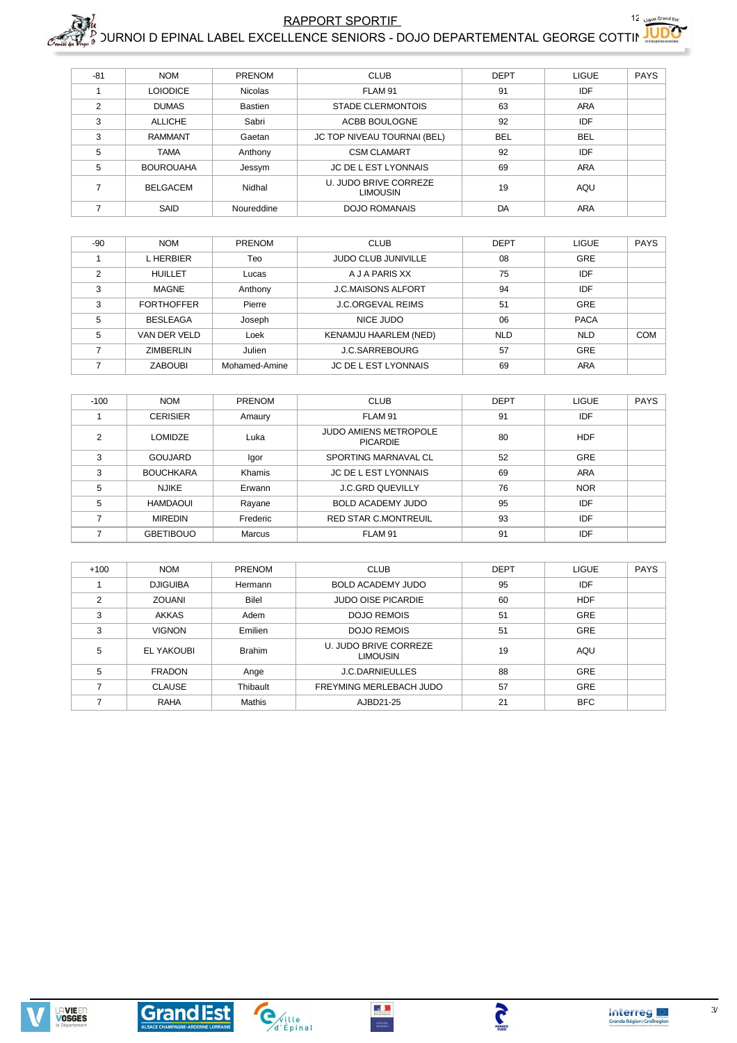| -81 | NOM | PRENOM | CLUB | DEPT | LIGUE | PAYS |
|---|---|---|---|---|---|---|
| 1 | LOIODICE | Nicolas | FLAM 91 | 91 | IDF | |
| 2 | DUMAS | Bastien | STADE CLERMONTOIS | 63 | ARA | |
| 3 | ALLICHE | Sabri | ACBB BOULOGNE | 92 | IDF | |
| 3 | RAMMANT | Gaetan | JC TOP NIVEAU TOURNAI (BEL) | BEL | BEL | |
| 5 | TAMA | Anthony | CSM CLAMART | 92 | IDF | |
| 5 | BOUROUAHA | Jessym | JC DE L EST LYONNAIS | 69 | ARA | |
| 7 | BELGACEM | Nidhal | U. JUDO BRIVE CORREZE LIMOUSIN | 19 | AQU | |
| 7 | SAID | Noureddine | DOJO ROMANAIS | DA | ARA | |

| -90 | NOM | PRENOM | CLUB | DEPT | LIGUE | PAYS |
|---|---|---|---|---|---|---|
| 1 | L HERBIER | Teo | JUDO CLUB JUNIVILLE | 08 | GRE | |
| 2 | HUILLET | Lucas | A J A PARIS XX | 75 | IDF | |
| 3 | MAGNE | Anthony | J.C.MAISONS ALFORT | 94 | IDF | |
| 3 | FORTHOFFER | Pierre | J.C.ORGEVAL REIMS | 51 | GRE | |
| 5 | BESLEAGA | Joseph | NICE JUDO | 06 | PACA | |
| 5 | VAN DER VELD | Loek | KENAMJU HAARLEM (NED) | NLD | NLD | COM |
| 7 | ZIMBERLIN | Julien | J.C.SARREBOURG | 57 | GRE | |
| 7 | ZABOUBI | Mohamed-Amine | JC DE L EST LYONNAIS | 69 | ARA | |

| -100 | NOM | PRENOM | CLUB | DEPT | LIGUE | PAYS |
|---|---|---|---|---|---|---|
| 1 | CERISIER | Amaury | FLAM 91 | 91 | IDF | |
| 2 | LOMIDZE | Luka | JUDO AMIENS METROPOLE PICARDIE | 80 | HDF | |
| 3 | GOUJARD | Igor | SPORTING MARNAVAL CL | 52 | GRE | |
| 3 | BOUCHKARA | Khamis | JC DE L EST LYONNAIS | 69 | ARA | |
| 5 | NJIKE | Erwann | J.C.GRD QUEVILLY | 76 | NOR | |
| 5 | HAMDAOUI | Rayane | BOLD ACADEMY JUDO | 95 | IDF | |
| 7 | MIREDIN | Frederic | RED STAR C.MONTREUIL | 93 | IDF | |
| 7 | GBETIBOUO | Marcus | FLAM 91 | 91 | IDF | |

| +100 | NOM | PRENOM | CLUB | DEPT | LIGUE | PAYS |
|---|---|---|---|---|---|---|
| 1 | DJIGUIBA | Hermann | BOLD ACADEMY JUDO | 95 | IDF | |
| 2 | ZOUANI | Bilel | JUDO OISE PICARDIE | 60 | HDF | |
| 3 | AKKAS | Adem | DOJO REMOIS | 51 | GRE | |
| 3 | VIGNON | Emilien | DOJO REMOIS | 51 | GRE | |
| 5 | EL YAKOUBI | Brahim | U. JUDO BRIVE CORREZE LIMOUSIN | 19 | AQU | |
| 5 | FRADON | Ange | J.C.DARNIEULLES | 88 | GRE | |
| 7 | CLAUSE | Thibault | FREYMING MERLEBACH JUDO | 57 | GRE | |
| 7 | RAHA | Mathis | AJBD21-25 | 21 | BFC | |